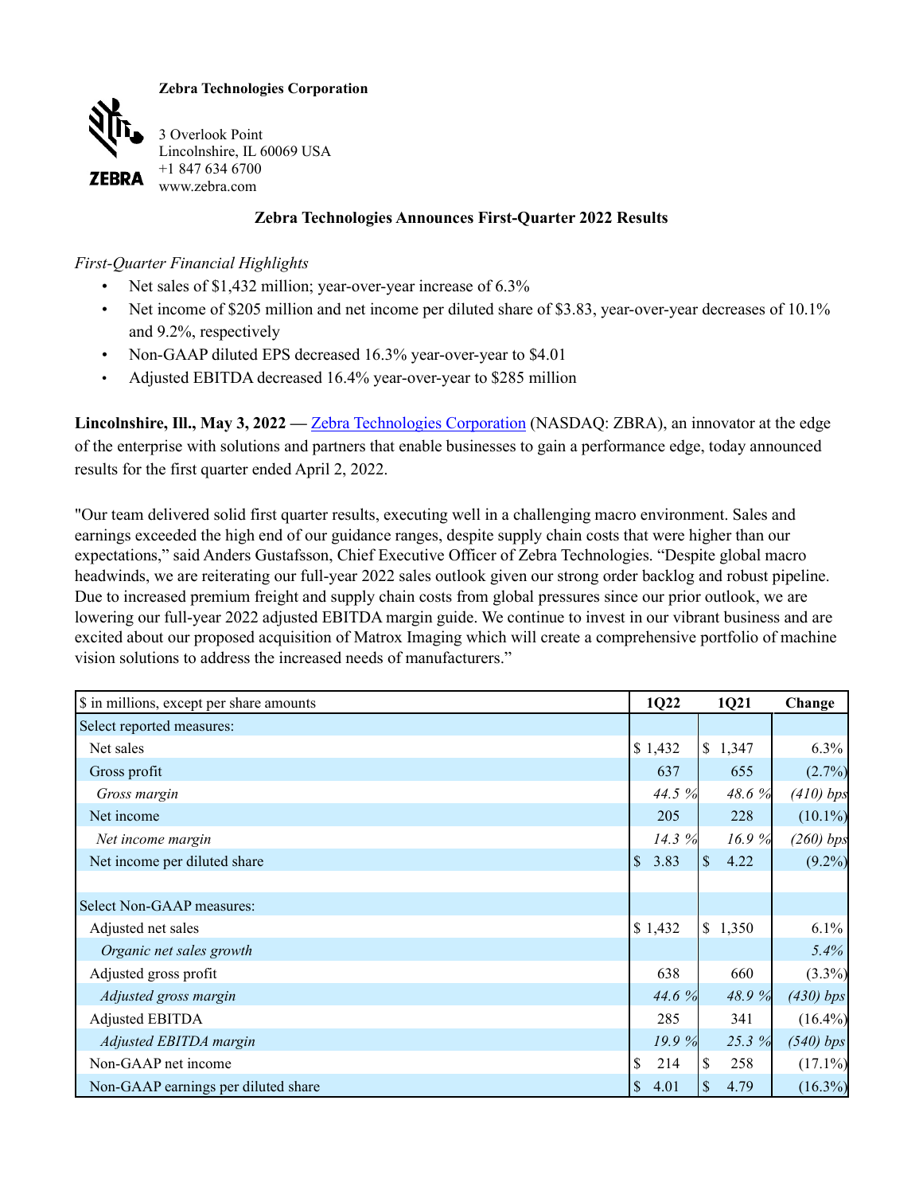**Zebra Technologies Corporation**

3 Overlook Point
Lincolnshire, IL 60069 USA
+1 847 634 6700
www.zebra.com

## Zebra Technologies Announces First-Quarter 2022 Results

*First-Quarter Financial Highlights*

- Net sales of $1,432 million; year-over-year increase of 6.3%
- Net income of $205 million and net income per diluted share of $3.83, year-over-year decreases of 10.1% and 9.2%, respectively
- Non-GAAP diluted EPS decreased 16.3% year-over-year to $4.01
- Adjusted EBITDA decreased 16.4% year-over-year to $285 million

**Lincolnshire, Ill., May 3, 2022 —** Zebra Technologies Corporation (NASDAQ: ZBRA), an innovator at the edge of the enterprise with solutions and partners that enable businesses to gain a performance edge, today announced results for the first quarter ended April 2, 2022.

"Our team delivered solid first quarter results, executing well in a challenging macro environment. Sales and earnings exceeded the high end of our guidance ranges, despite supply chain costs that were higher than our expectations," said Anders Gustafsson, Chief Executive Officer of Zebra Technologies. "Despite global macro headwinds, we are reiterating our full-year 2022 sales outlook given our strong order backlog and robust pipeline. Due to increased premium freight and supply chain costs from global pressures since our prior outlook, we are lowering our full-year 2022 adjusted EBITDA margin guide. We continue to invest in our vibrant business and are excited about our proposed acquisition of Matrox Imaging which will create a comprehensive portfolio of machine vision solutions to address the increased needs of manufacturers."

| $ in millions, except per share amounts | 1Q22 | 1Q21 | Change |
|---|---|---|---|
| Select reported measures: | | | |
| Net sales | $ 1,432 | $ 1,347 | 6.3% |
| Gross profit | 637 | 655 | (2.7%) |
| *Gross margin* | *44.5 %* | *48.6 %* | *(410) bps* |
| Net income | 205 | 228 | (10.1%) |
| *Net income margin* | *14.3 %* | *16.9 %* | *(260) bps* |
| Net income per diluted share | $ 3.83 | $ 4.22 | (9.2%) |
| | | | |
| Select Non-GAAP measures: | | | |
| Adjusted net sales | $ 1,432 | $ 1,350 | 6.1% |
| *Organic net sales growth* | | | *5.4%* |
| Adjusted gross profit | 638 | 660 | (3.3%) |
| *Adjusted gross margin* | *44.6 %* | *48.9 %* | *(430) bps* |
| Adjusted EBITDA | 285 | 341 | (16.4%) |
| *Adjusted EBITDA margin* | *19.9 %* | *25.3 %* | *(540) bps* |
| Non-GAAP net income | $ 214 | $ 258 | (17.1%) |
| Non-GAAP earnings per diluted share | $ 4.01 | $ 4.79 | (16.3%) |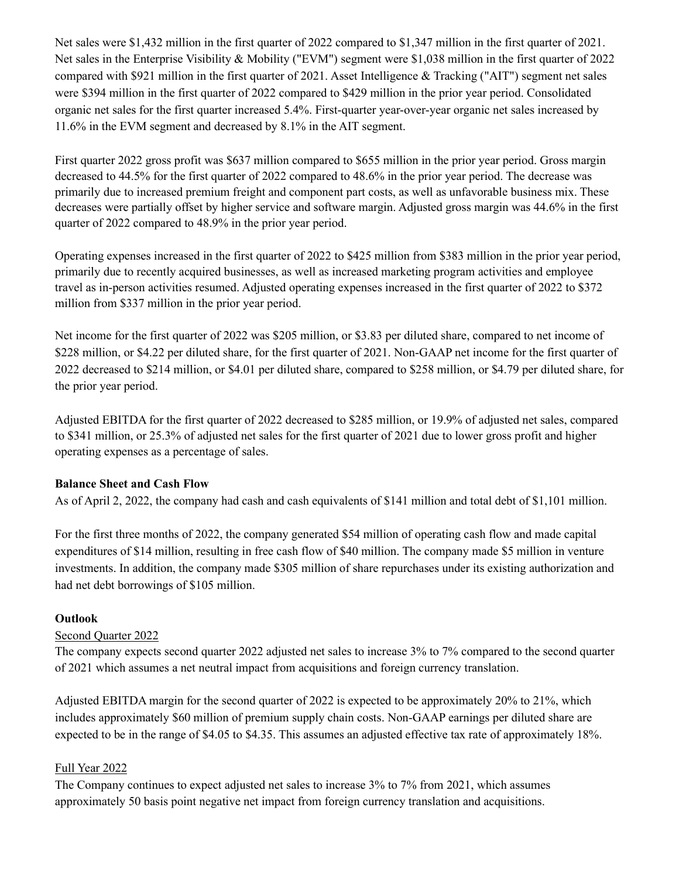Net sales were $1,432 million in the first quarter of 2022 compared to $1,347 million in the first quarter of 2021. Net sales in the Enterprise Visibility & Mobility ("EVM") segment were $1,038 million in the first quarter of 2022 compared with $921 million in the first quarter of 2021. Asset Intelligence & Tracking ("AIT") segment net sales were $394 million in the first quarter of 2022 compared to $429 million in the prior year period. Consolidated organic net sales for the first quarter increased 5.4%. First-quarter year-over-year organic net sales increased by 11.6% in the EVM segment and decreased by 8.1% in the AIT segment.

First quarter 2022 gross profit was $637 million compared to $655 million in the prior year period. Gross margin decreased to 44.5% for the first quarter of 2022 compared to 48.6% in the prior year period. The decrease was primarily due to increased premium freight and component part costs, as well as unfavorable business mix. These decreases were partially offset by higher service and software margin. Adjusted gross margin was 44.6% in the first quarter of 2022 compared to 48.9% in the prior year period.

Operating expenses increased in the first quarter of 2022 to $425 million from $383 million in the prior year period, primarily due to recently acquired businesses, as well as increased marketing program activities and employee travel as in-person activities resumed. Adjusted operating expenses increased in the first quarter of 2022 to $372 million from $337 million in the prior year period.

Net income for the first quarter of 2022 was $205 million, or $3.83 per diluted share, compared to net income of $228 million, or $4.22 per diluted share, for the first quarter of 2021. Non-GAAP net income for the first quarter of 2022 decreased to $214 million, or $4.01 per diluted share, compared to $258 million, or $4.79 per diluted share, for the prior year period.

Adjusted EBITDA for the first quarter of 2022 decreased to $285 million, or 19.9% of adjusted net sales, compared to $341 million, or 25.3% of adjusted net sales for the first quarter of 2021 due to lower gross profit and higher operating expenses as a percentage of sales.

**Balance Sheet and Cash Flow**

As of April 2, 2022, the company had cash and cash equivalents of $141 million and total debt of $1,101 million.

For the first three months of 2022, the company generated $54 million of operating cash flow and made capital expenditures of $14 million, resulting in free cash flow of $40 million. The company made $5 million in venture investments. In addition, the company made $305 million of share repurchases under its existing authorization and had net debt borrowings of $105 million.

**Outlook**

Second Quarter 2022

The company expects second quarter 2022 adjusted net sales to increase 3% to 7% compared to the second quarter of 2021 which assumes a net neutral impact from acquisitions and foreign currency translation.

Adjusted EBITDA margin for the second quarter of 2022 is expected to be approximately 20% to 21%, which includes approximately $60 million of premium supply chain costs. Non-GAAP earnings per diluted share are expected to be in the range of $4.05 to $4.35. This assumes an adjusted effective tax rate of approximately 18%.

Full Year 2022

The Company continues to expect adjusted net sales to increase 3% to 7% from 2021, which assumes approximately 50 basis point negative net impact from foreign currency translation and acquisitions.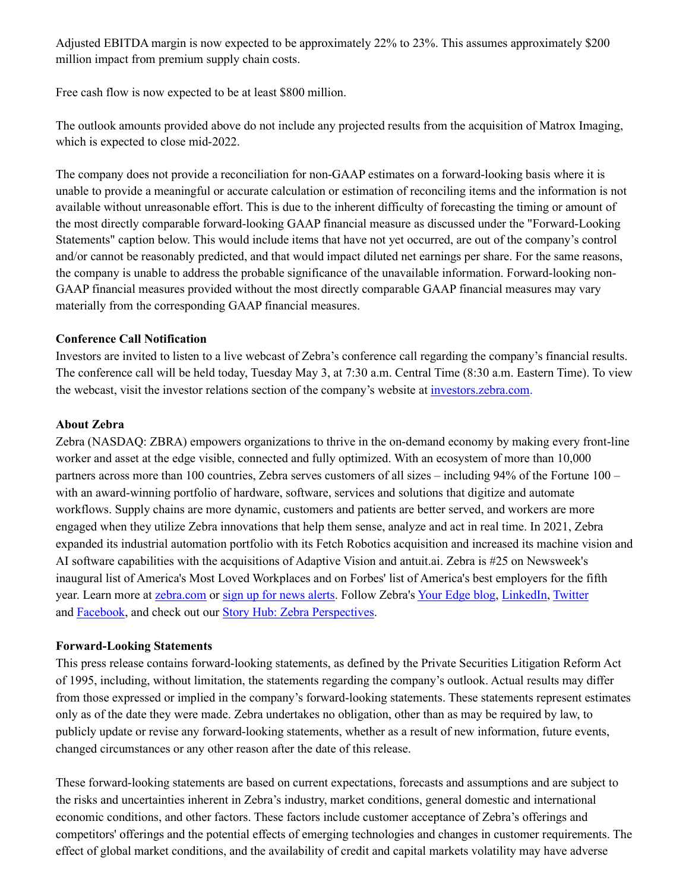Adjusted EBITDA margin is now expected to be approximately 22% to 23%. This assumes approximately $200 million impact from premium supply chain costs.

Free cash flow is now expected to be at least $800 million.

The outlook amounts provided above do not include any projected results from the acquisition of Matrox Imaging, which is expected to close mid-2022.

The company does not provide a reconciliation for non-GAAP estimates on a forward-looking basis where it is unable to provide a meaningful or accurate calculation or estimation of reconciling items and the information is not available without unreasonable effort. This is due to the inherent difficulty of forecasting the timing or amount of the most directly comparable forward-looking GAAP financial measure as discussed under the "Forward-Looking Statements" caption below. This would include items that have not yet occurred, are out of the company's control and/or cannot be reasonably predicted, and that would impact diluted net earnings per share. For the same reasons, the company is unable to address the probable significance of the unavailable information. Forward-looking non-GAAP financial measures provided without the most directly comparable GAAP financial measures may vary materially from the corresponding GAAP financial measures.

**Conference Call Notification**

Investors are invited to listen to a live webcast of Zebra's conference call regarding the company's financial results. The conference call will be held today, Tuesday May 3, at 7:30 a.m. Central Time (8:30 a.m. Eastern Time). To view the webcast, visit the investor relations section of the company's website at investors.zebra.com.

**About Zebra**

Zebra (NASDAQ: ZBRA) empowers organizations to thrive in the on-demand economy by making every front-line worker and asset at the edge visible, connected and fully optimized. With an ecosystem of more than 10,000 partners across more than 100 countries, Zebra serves customers of all sizes – including 94% of the Fortune 100 – with an award-winning portfolio of hardware, software, services and solutions that digitize and automate workflows. Supply chains are more dynamic, customers and patients are better served, and workers are more engaged when they utilize Zebra innovations that help them sense, analyze and act in real time. In 2021, Zebra expanded its industrial automation portfolio with its Fetch Robotics acquisition and increased its machine vision and AI software capabilities with the acquisitions of Adaptive Vision and antuit.ai. Zebra is #25 on Newsweek's inaugural list of America's Most Loved Workplaces and on Forbes' list of America's best employers for the fifth year. Learn more at zebra.com or sign up for news alerts. Follow Zebra's Your Edge blog, LinkedIn, Twitter and Facebook, and check out our Story Hub: Zebra Perspectives.

**Forward-Looking Statements**

This press release contains forward-looking statements, as defined by the Private Securities Litigation Reform Act of 1995, including, without limitation, the statements regarding the company's outlook. Actual results may differ from those expressed or implied in the company's forward-looking statements. These statements represent estimates only as of the date they were made. Zebra undertakes no obligation, other than as may be required by law, to publicly update or revise any forward-looking statements, whether as a result of new information, future events, changed circumstances or any other reason after the date of this release.

These forward-looking statements are based on current expectations, forecasts and assumptions and are subject to the risks and uncertainties inherent in Zebra's industry, market conditions, general domestic and international economic conditions, and other factors. These factors include customer acceptance of Zebra's offerings and competitors' offerings and the potential effects of emerging technologies and changes in customer requirements. The effect of global market conditions, and the availability of credit and capital markets volatility may have adverse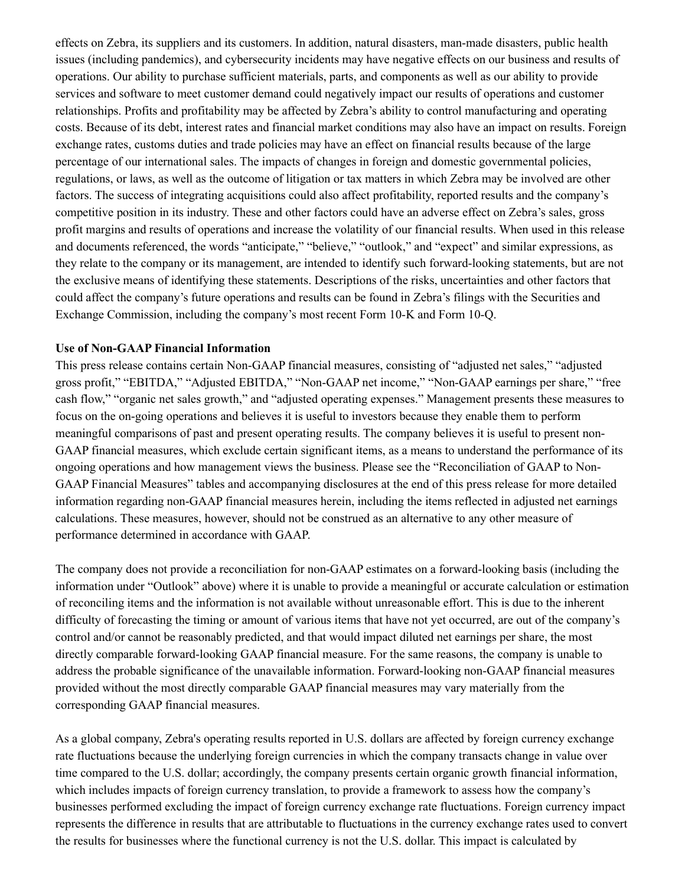effects on Zebra, its suppliers and its customers. In addition, natural disasters, man-made disasters, public health issues (including pandemics), and cybersecurity incidents may have negative effects on our business and results of operations. Our ability to purchase sufficient materials, parts, and components as well as our ability to provide services and software to meet customer demand could negatively impact our results of operations and customer relationships. Profits and profitability may be affected by Zebra's ability to control manufacturing and operating costs. Because of its debt, interest rates and financial market conditions may also have an impact on results. Foreign exchange rates, customs duties and trade policies may have an effect on financial results because of the large percentage of our international sales. The impacts of changes in foreign and domestic governmental policies, regulations, or laws, as well as the outcome of litigation or tax matters in which Zebra may be involved are other factors. The success of integrating acquisitions could also affect profitability, reported results and the company's competitive position in its industry. These and other factors could have an adverse effect on Zebra's sales, gross profit margins and results of operations and increase the volatility of our financial results. When used in this release and documents referenced, the words "anticipate," "believe," "outlook," and "expect" and similar expressions, as they relate to the company or its management, are intended to identify such forward-looking statements, but are not the exclusive means of identifying these statements. Descriptions of the risks, uncertainties and other factors that could affect the company's future operations and results can be found in Zebra's filings with the Securities and Exchange Commission, including the company's most recent Form 10-K and Form 10-Q.

**Use of Non-GAAP Financial Information**

This press release contains certain Non-GAAP financial measures, consisting of "adjusted net sales," "adjusted gross profit," "EBITDA," "Adjusted EBITDA," "Non-GAAP net income," "Non-GAAP earnings per share," "free cash flow," "organic net sales growth," and "adjusted operating expenses." Management presents these measures to focus on the on-going operations and believes it is useful to investors because they enable them to perform meaningful comparisons of past and present operating results. The company believes it is useful to present non-GAAP financial measures, which exclude certain significant items, as a means to understand the performance of its ongoing operations and how management views the business. Please see the "Reconciliation of GAAP to Non-GAAP Financial Measures" tables and accompanying disclosures at the end of this press release for more detailed information regarding non-GAAP financial measures herein, including the items reflected in adjusted net earnings calculations. These measures, however, should not be construed as an alternative to any other measure of performance determined in accordance with GAAP.

The company does not provide a reconciliation for non-GAAP estimates on a forward-looking basis (including the information under "Outlook" above) where it is unable to provide a meaningful or accurate calculation or estimation of reconciling items and the information is not available without unreasonable effort. This is due to the inherent difficulty of forecasting the timing or amount of various items that have not yet occurred, are out of the company's control and/or cannot be reasonably predicted, and that would impact diluted net earnings per share, the most directly comparable forward-looking GAAP financial measure. For the same reasons, the company is unable to address the probable significance of the unavailable information. Forward-looking non-GAAP financial measures provided without the most directly comparable GAAP financial measures may vary materially from the corresponding GAAP financial measures.

As a global company, Zebra's operating results reported in U.S. dollars are affected by foreign currency exchange rate fluctuations because the underlying foreign currencies in which the company transacts change in value over time compared to the U.S. dollar; accordingly, the company presents certain organic growth financial information, which includes impacts of foreign currency translation, to provide a framework to assess how the company's businesses performed excluding the impact of foreign currency exchange rate fluctuations. Foreign currency impact represents the difference in results that are attributable to fluctuations in the currency exchange rates used to convert the results for businesses where the functional currency is not the U.S. dollar. This impact is calculated by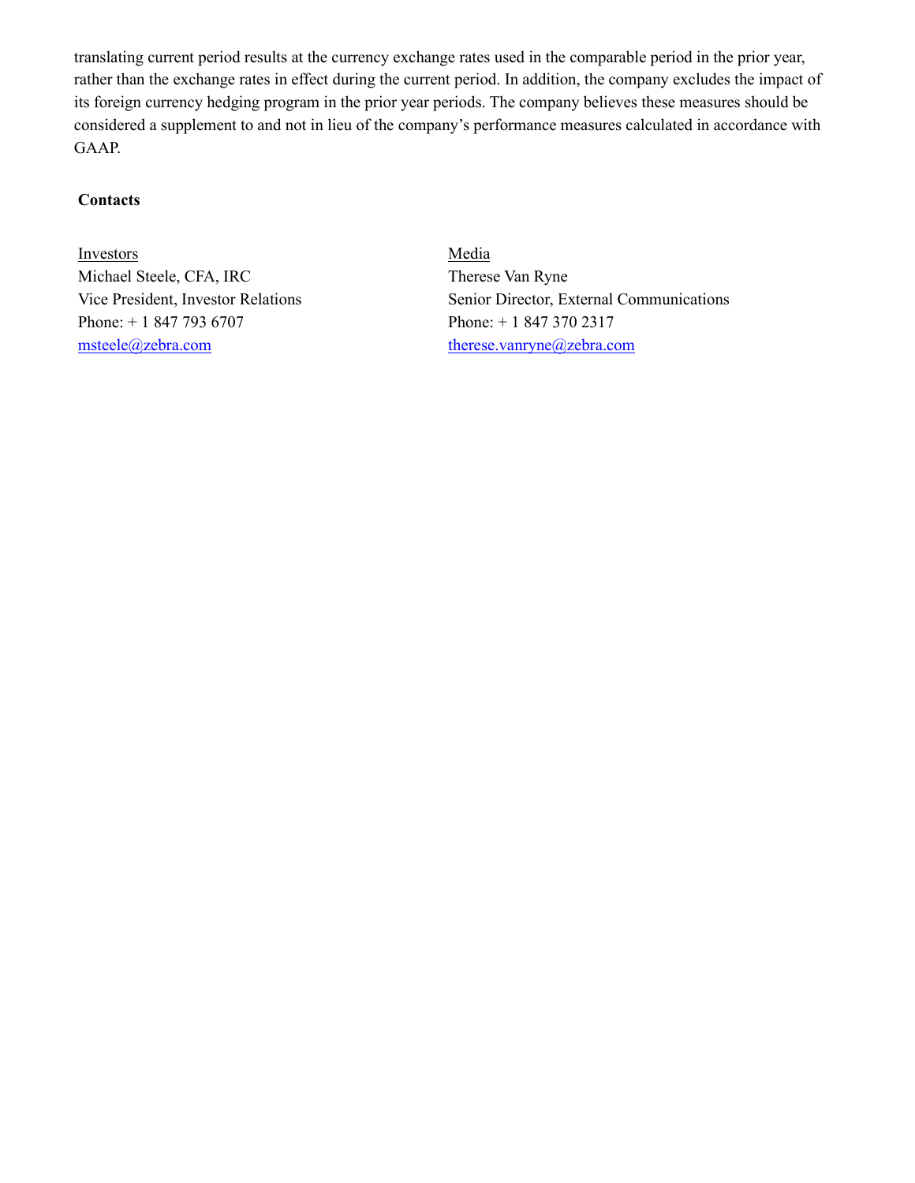translating current period results at the currency exchange rates used in the comparable period in the prior year, rather than the exchange rates in effect during the current period. In addition, the company excludes the impact of its foreign currency hedging program in the prior year periods. The company believes these measures should be considered a supplement to and not in lieu of the company's performance measures calculated in accordance with GAAP.

**Contacts**

Investors
Michael Steele, CFA, IRC
Vice President, Investor Relations
Phone: + 1 847 793 6707
msteele@zebra.com

Media
Therese Van Ryne
Senior Director, External Communications
Phone: + 1 847 370 2317
therese.vanryne@zebra.com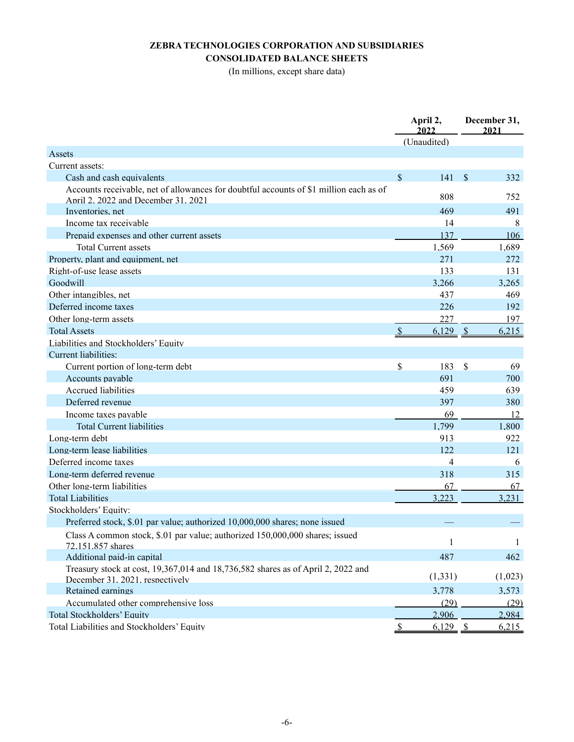# ZEBRA TECHNOLOGIES CORPORATION AND SUBSIDIARIES
## CONSOLIDATED BALANCE SHEETS
(In millions, except share data)

| | April 2, 2022 | December 31, 2021 |
|---|---|---|
| | (Unaudited) | |
| **Assets** | | |
| Current assets: | | |
| Cash and cash equivalents | $ 141 | $ 332 |
| Accounts receivable, net of allowances for doubtful accounts of $1 million each as of April 2, 2022 and December 31, 2021 | 808 | 752 |
| Inventories, net | 469 | 491 |
| Income tax receivable | 14 | 8 |
| Prepaid expenses and other current assets | 137 | 106 |
| Total Current assets | 1,569 | 1,689 |
| Property, plant and equipment, net | 271 | 272 |
| Right-of-use lease assets | 133 | 131 |
| Goodwill | 3,266 | 3,265 |
| Other intangibles, net | 437 | 469 |
| Deferred income taxes | 226 | 192 |
| Other long-term assets | 227 | 197 |
| Total Assets | $ 6,129 | $ 6,215 |
| **Liabilities and Stockholders' Equity** | | |
| Current liabilities: | | |
| Current portion of long-term debt | $ 183 | $ 69 |
| Accounts payable | 691 | 700 |
| Accrued liabilities | 459 | 639 |
| Deferred revenue | 397 | 380 |
| Income taxes payable | 69 | 12 |
| Total Current liabilities | 1,799 | 1,800 |
| Long-term debt | 913 | 922 |
| Long-term lease liabilities | 122 | 121 |
| Deferred income taxes | 4 | 6 |
| Long-term deferred revenue | 318 | 315 |
| Other long-term liabilities | 67 | 67 |
| Total Liabilities | 3,223 | 3,231 |
| Stockholders' Equity: | | |
| Preferred stock, $.01 par value; authorized 10,000,000 shares; none issued | — | — |
| Class A common stock, $.01 par value; authorized 150,000,000 shares; issued 72,151,857 shares | 1 | 1 |
| Additional paid-in capital | 487 | 462 |
| Treasury stock at cost, 19,367,014 and 18,736,582 shares as of April 2, 2022 and December 31, 2021, respectively | (1,331) | (1,023) |
| Retained earnings | 3,778 | 3,573 |
| Accumulated other comprehensive loss | (29) | (29) |
| Total Stockholders' Equity | 2,906 | 2,984 |
| Total Liabilities and Stockholders' Equity | $ 6,129 | $ 6,215 |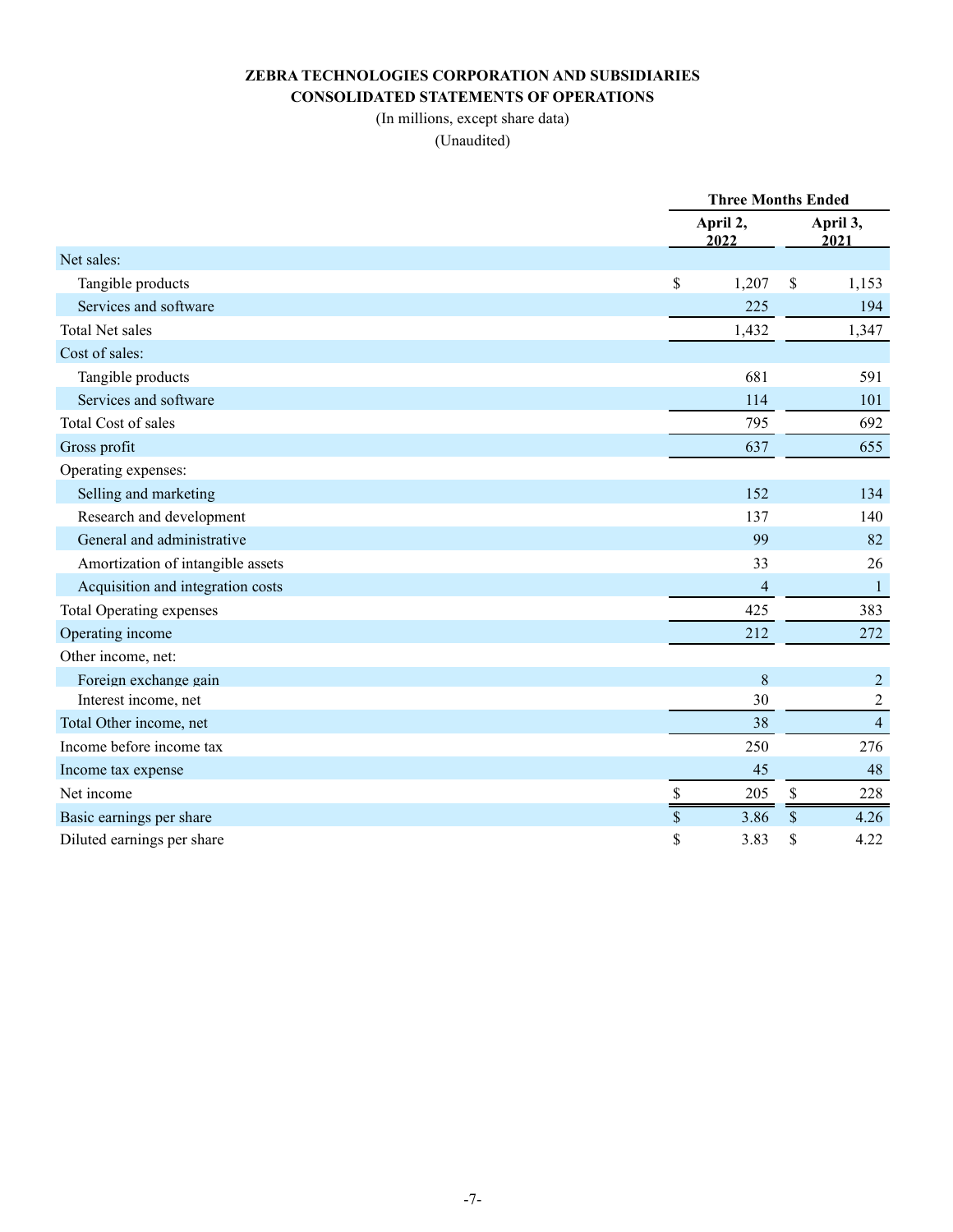**ZEBRA TECHNOLOGIES CORPORATION AND SUBSIDIARIES**

**CONSOLIDATED STATEMENTS OF OPERATIONS**

(In millions, except share data)

(Unaudited)

| | Three Months Ended | |
|---|---|---|
| | April 2, 2022 | April 3, 2021 |
| Net sales: | | |
| Tangible products | $ 1,207 | $ 1,153 |
| Services and software | 225 | 194 |
| Total Net sales | 1,432 | 1,347 |
| Cost of sales: | | |
| Tangible products | 681 | 591 |
| Services and software | 114 | 101 |
| Total Cost of sales | 795 | 692 |
| Gross profit | 637 | 655 |
| Operating expenses: | | |
| Selling and marketing | 152 | 134 |
| Research and development | 137 | 140 |
| General and administrative | 99 | 82 |
| Amortization of intangible assets | 33 | 26 |
| Acquisition and integration costs | 4 | 1 |
| Total Operating expenses | 425 | 383 |
| Operating income | 212 | 272 |
| Other income, net: | | |
| Foreign exchange gain | 8 | 2 |
| Interest income, net | 30 | 2 |
| Total Other income, net | 38 | 4 |
| Income before income tax | 250 | 276 |
| Income tax expense | 45 | 48 |
| Net income | $ 205 | $ 228 |
| Basic earnings per share | $ 3.86 | $ 4.26 |
| Diluted earnings per share | $ 3.83 | $ 4.22 |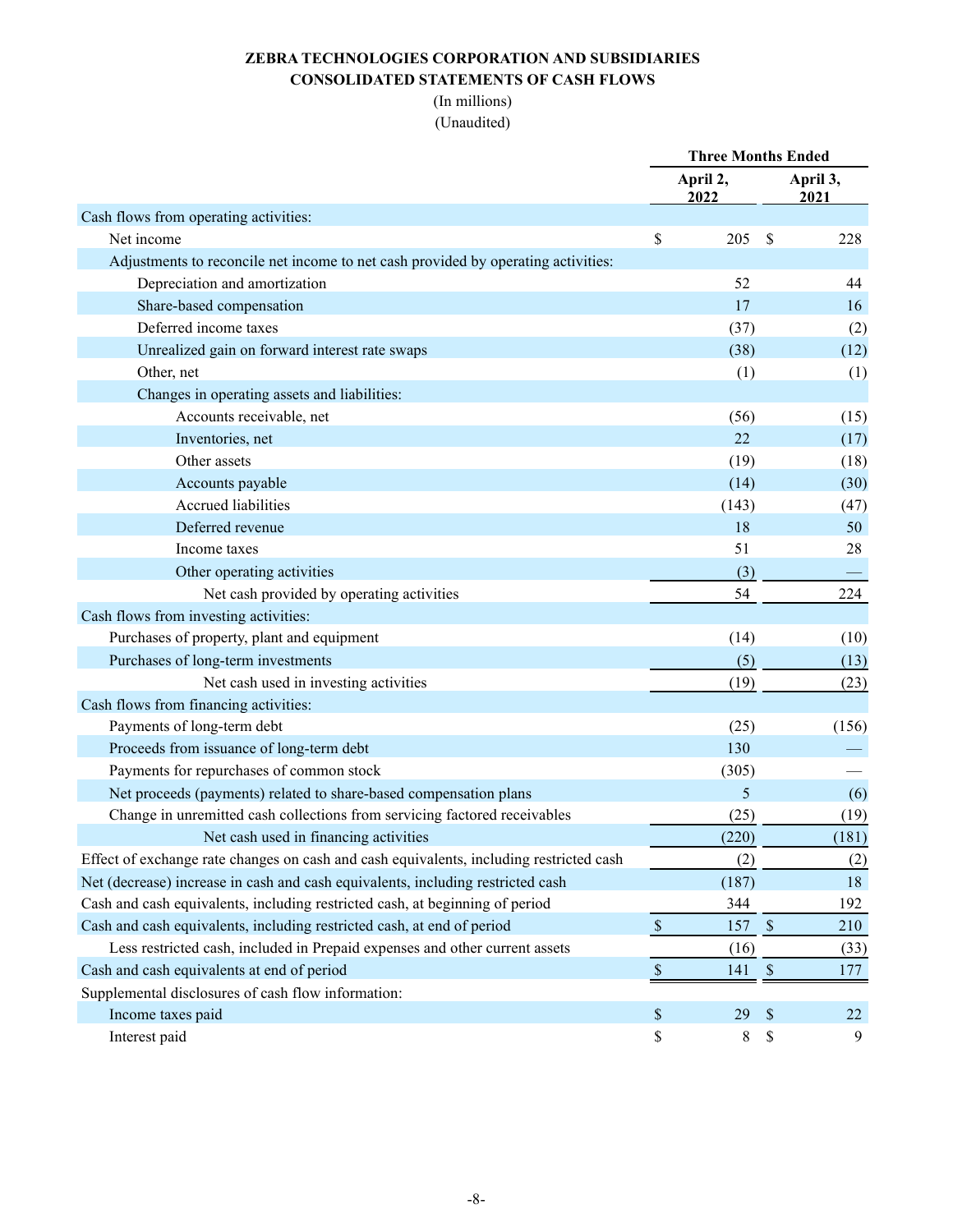# ZEBRA TECHNOLOGIES CORPORATION AND SUBSIDIARIES
## CONSOLIDATED STATEMENTS OF CASH FLOWS
(In millions)
(Unaudited)

| | Three Months Ended | |
|---|---|---|
| | April 2, 2022 | April 3, 2021 |
| Cash flows from operating activities: | | |
| Net income | $ 205 | $ 228 |
| Adjustments to reconcile net income to net cash provided by operating activities: | | |
| Depreciation and amortization | 52 | 44 |
| Share-based compensation | 17 | 16 |
| Deferred income taxes | (37) | (2) |
| Unrealized gain on forward interest rate swaps | (38) | (12) |
| Other, net | (1) | (1) |
| Changes in operating assets and liabilities: | | |
| Accounts receivable, net | (56) | (15) |
| Inventories, net | 22 | (17) |
| Other assets | (19) | (18) |
| Accounts payable | (14) | (30) |
| Accrued liabilities | (143) | (47) |
| Deferred revenue | 18 | 50 |
| Income taxes | 51 | 28 |
| Other operating activities | (3) | — |
| Net cash provided by operating activities | 54 | 224 |
| Cash flows from investing activities: | | |
| Purchases of property, plant and equipment | (14) | (10) |
| Purchases of long-term investments | (5) | (13) |
| Net cash used in investing activities | (19) | (23) |
| Cash flows from financing activities: | | |
| Payments of long-term debt | (25) | (156) |
| Proceeds from issuance of long-term debt | 130 | — |
| Payments for repurchases of common stock | (305) | — |
| Net proceeds (payments) related to share-based compensation plans | 5 | (6) |
| Change in unremitted cash collections from servicing factored receivables | (25) | (19) |
| Net cash used in financing activities | (220) | (181) |
| Effect of exchange rate changes on cash and cash equivalents, including restricted cash | (2) | (2) |
| Net (decrease) increase in cash and cash equivalents, including restricted cash | (187) | 18 |
| Cash and cash equivalents, including restricted cash, at beginning of period | 344 | 192 |
| Cash and cash equivalents, including restricted cash, at end of period | $ 157 | $ 210 |
| Less restricted cash, included in Prepaid expenses and other current assets | (16) | (33) |
| Cash and cash equivalents at end of period | $ 141 | $ 177 |
| Supplemental disclosures of cash flow information: | | |
| Income taxes paid | $ 29 | $ 22 |
| Interest paid | $ 8 | $ 9 |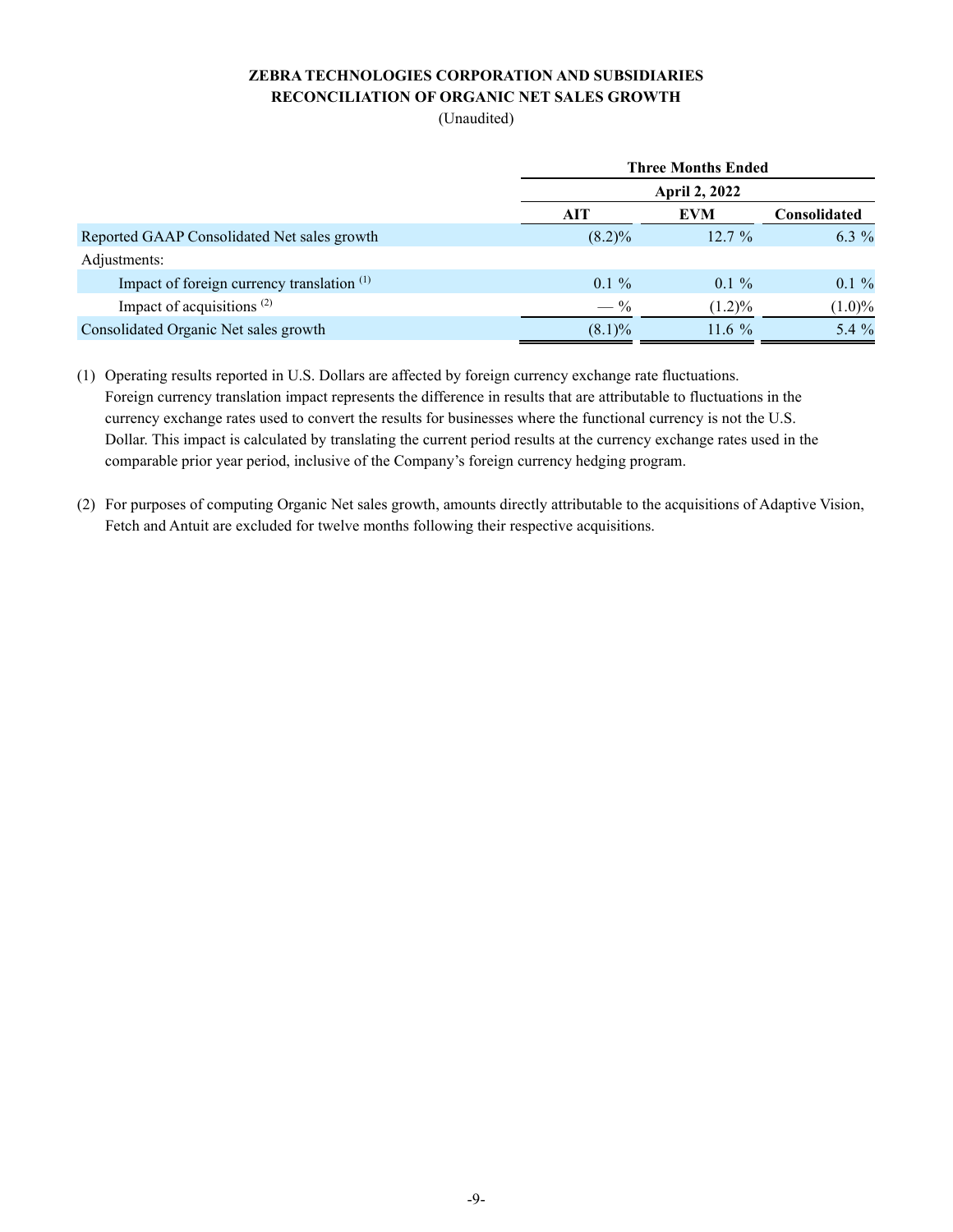**ZEBRA TECHNOLOGIES CORPORATION AND SUBSIDIARIES**
**RECONCILIATION OF ORGANIC NET SALES GROWTH**
(Unaudited)

| | Three Months Ended | | |
|---|---|---|---|
| | April 2, 2022 | | |
| | AIT | EVM | Consolidated |
| Reported GAAP Consolidated Net sales growth | (8.2)% | 12.7 % | 6.3 % |
| Adjustments: | | | |
| Impact of foreign currency translation [(1)] | 0.1 % | 0.1 % | 0.1 % |
| Impact of acquisitions [(2)] | — % | (1.2)% | (1.0)% |
| Consolidated Organic Net sales growth | (8.1)% | 11.6 % | 5.4 % |

(1) Operating results reported in U.S. Dollars are affected by foreign currency exchange rate fluctuations. Foreign currency translation impact represents the difference in results that are attributable to fluctuations in the currency exchange rates used to convert the results for businesses where the functional currency is not the U.S. Dollar. This impact is calculated by translating the current period results at the currency exchange rates used in the comparable prior year period, inclusive of the Company's foreign currency hedging program.

(2) For purposes of computing Organic Net sales growth, amounts directly attributable to the acquisitions of Adaptive Vision, Fetch and Antuit are excluded for twelve months following their respective acquisitions.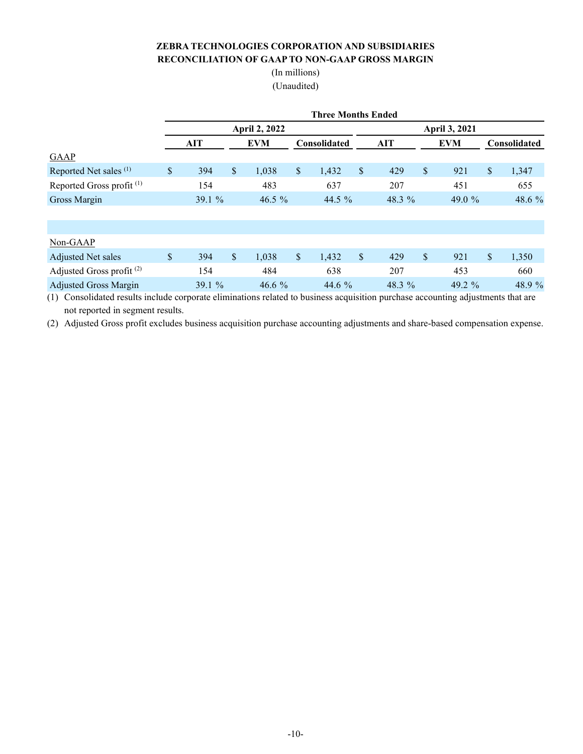**ZEBRA TECHNOLOGIES CORPORATION AND SUBSIDIARIES**
**RECONCILIATION OF GAAP TO NON-GAAP GROSS MARGIN**
(In millions)
(Unaudited)

| | Three Months Ended | | | | | |
|---|---|---|---|---|---|---|
| | April 2, 2022 | | | April 3, 2021 | | |
| | AIT | EVM | Consolidated | AIT | EVM | Consolidated |
| GAAP | | | | | | |
| Reported Net sales [(1)] | $ 394 | $ 1,038 | $ 1,432 | $ 429 | $ 921 | $ 1,347 |
| Reported Gross profit [(1)] | 154 | 483 | 637 | 207 | 451 | 655 |
| Gross Margin | 39.1 % | 46.5 % | 44.5 % | 48.3 % | 49.0 % | 48.6 % |
| | | | | | | |
| Non-GAAP | | | | | | |
| Adjusted Net sales | $ 394 | $ 1,038 | $ 1,432 | $ 429 | $ 921 | $ 1,350 |
| Adjusted Gross profit [(2)] | 154 | 484 | 638 | 207 | 453 | 660 |
| Adjusted Gross Margin | 39.1 % | 46.6 % | 44.6 % | 48.3 % | 49.2 % | 48.9 % |

(1) Consolidated results include corporate eliminations related to business acquisition purchase accounting adjustments that are not reported in segment results.

(2) Adjusted Gross profit excludes business acquisition purchase accounting adjustments and share-based compensation expense.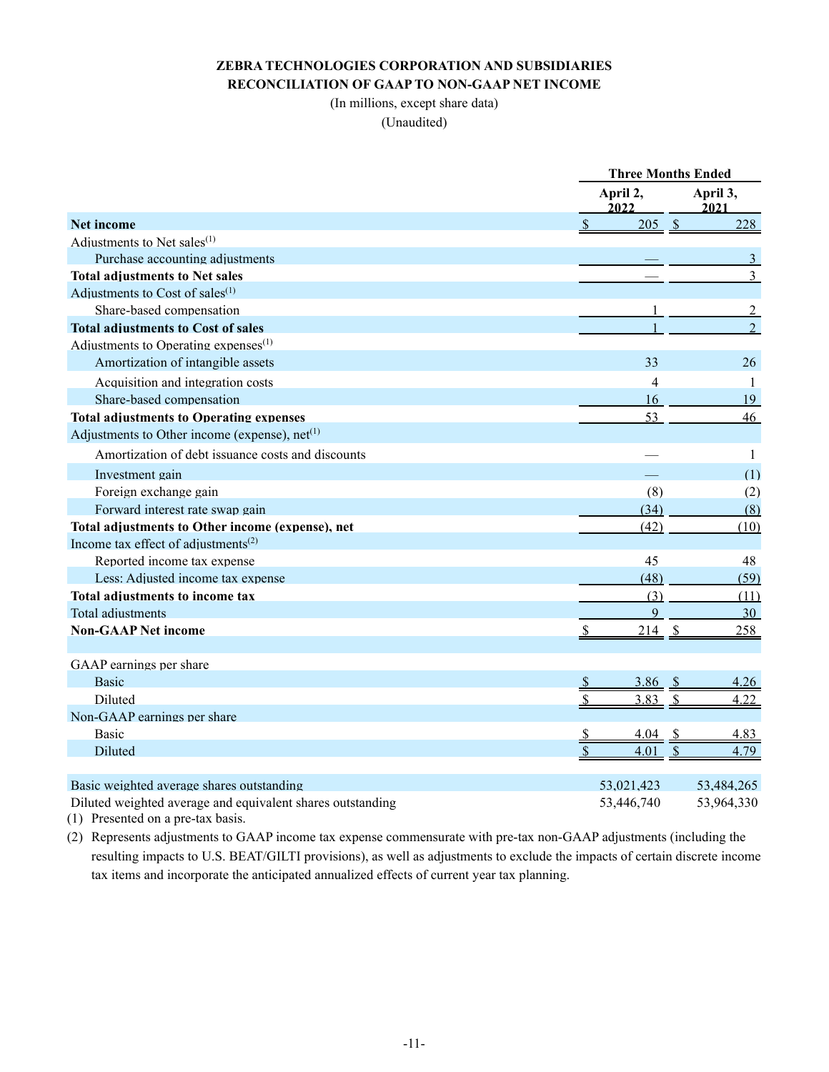**ZEBRA TECHNOLOGIES CORPORATION AND SUBSIDIARIES**
**RECONCILIATION OF GAAP TO NON-GAAP NET INCOME**

(In millions, except share data)

(Unaudited)

| | Three Months Ended | |
|---|---|---|
| | April 2, 2022 | April 3, 2021 |
| **Net income** | $ 205 | $ 228 |
| Adjustments to Net sales[(1)] | | |
| Purchase accounting adjustments | — | 3 |
| **Total adjustments to Net sales** | — | 3 |
| Adjustments to Cost of sales[(1)] | | |
| Share-based compensation | 1 | 2 |
| **Total adjustments to Cost of sales** | 1 | 2 |
| Adjustments to Operating expenses[(1)] | | |
| Amortization of intangible assets | 33 | 26 |
| Acquisition and integration costs | 4 | 1 |
| Share-based compensation | 16 | 19 |
| **Total adjustments to Operating expenses** | 53 | 46 |
| Adjustments to Other income (expense), net[(1)] | | |
| Amortization of debt issuance costs and discounts | — | 1 |
| Investment gain | — | (1) |
| Foreign exchange gain | (8) | (2) |
| Forward interest rate swap gain | (34) | (8) |
| **Total adjustments to Other income (expense), net** | (42) | (10) |
| Income tax effect of adjustments[(2)] | | |
| Reported income tax expense | 45 | 48 |
| Less: Adjusted income tax expense | (48) | (59) |
| **Total adjustments to income tax** | (3) | (11) |
| Total adjustments | 9 | 30 |
| **Non-GAAP Net income** | $ 214 | $ 258 |
| | | |
| GAAP earnings per share | | |
| Basic | $ 3.86 | $ 4.26 |
| Diluted | $ 3.83 | $ 4.22 |
| Non-GAAP earnings per share | | |
| Basic | $ 4.04 | $ 4.83 |
| Diluted | $ 4.01 | $ 4.79 |
| | | |
| Basic weighted average shares outstanding | 53,021,423 | 53,484,265 |
| Diluted weighted average and equivalent shares outstanding | 53,446,740 | 53,964,330 |

(1) Presented on a pre-tax basis.

(2) Represents adjustments to GAAP income tax expense commensurate with pre-tax non-GAAP adjustments (including the resulting impacts to U.S. BEAT/GILTI provisions), as well as adjustments to exclude the impacts of certain discrete income tax items and incorporate the anticipated annualized effects of current year tax planning.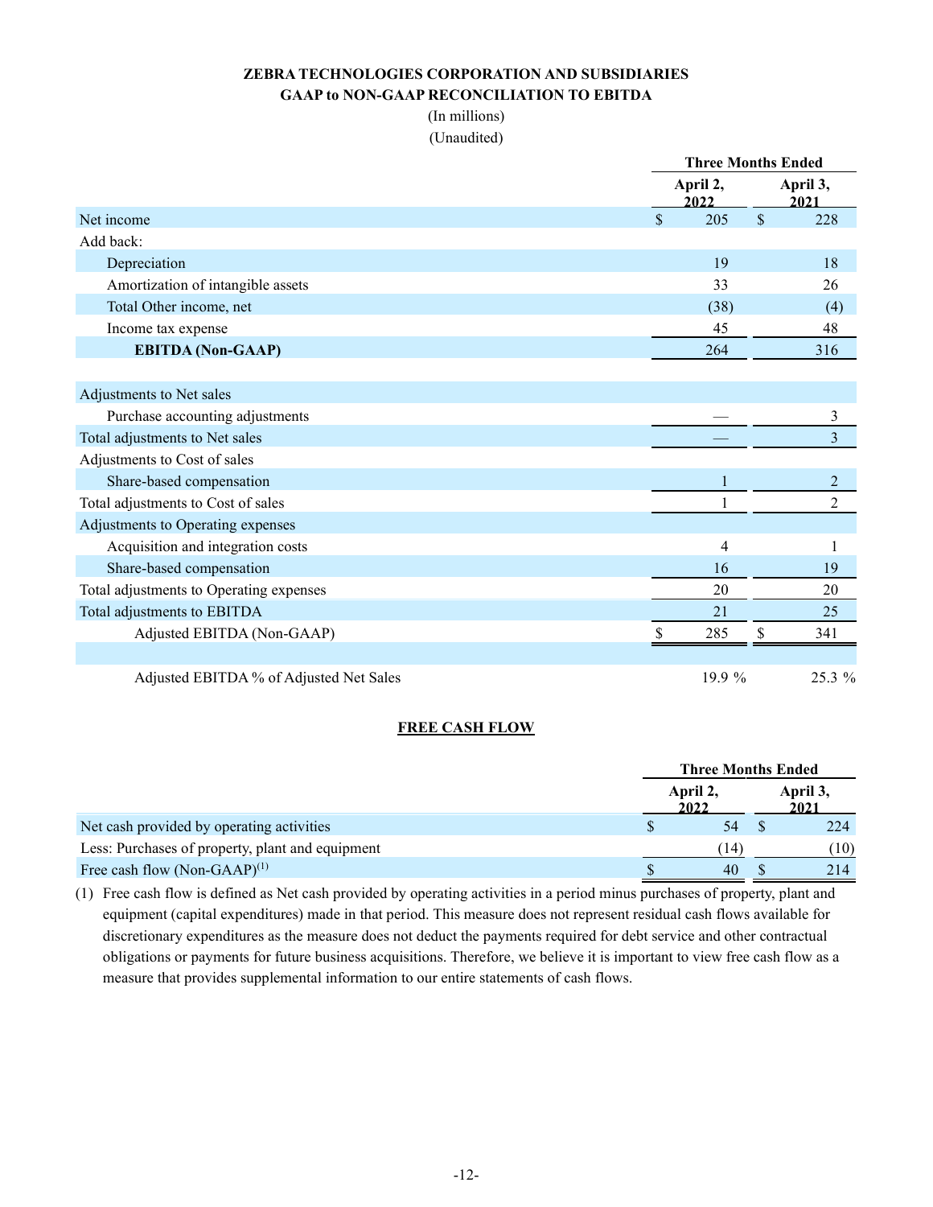## ZEBRA TECHNOLOGIES CORPORATION AND SUBSIDIARIES
## GAAP to NON-GAAP RECONCILIATION TO EBITDA

(In millions)
(Unaudited)

| | Three Months Ended | |
|---|---|---|
| | April 2, 2022 | April 3, 2021 |
| Net income | $ 205 | $ 228 |
| Add back: | | |
| Depreciation | 19 | 18 |
| Amortization of intangible assets | 33 | 26 |
| Total Other income, net | (38) | (4) |
| Income tax expense | 45 | 48 |
| **EBITDA (Non-GAAP)** | 264 | 316 |
| | | |
| Adjustments to Net sales | | |
| Purchase accounting adjustments | — | 3 |
| Total adjustments to Net sales | — | 3 |
| Adjustments to Cost of sales | | |
| Share-based compensation | 1 | 2 |
| Total adjustments to Cost of sales | 1 | 2 |
| Adjustments to Operating expenses | | |
| Acquisition and integration costs | 4 | 1 |
| Share-based compensation | 16 | 19 |
| Total adjustments to Operating expenses | 20 | 20 |
| Total adjustments to EBITDA | 21 | 25 |
| Adjusted EBITDA (Non-GAAP) | $ 285 | $ 341 |
| | | |
| Adjusted EBITDA % of Adjusted Net Sales | 19.9 % | 25.3 % |

## FREE CASH FLOW

| | Three Months Ended | |
|---|---|---|
| | April 2, 2022 | April 3, 2021 |
| Net cash provided by operating activities | $ 54 | $ 224 |
| Less: Purchases of property, plant and equipment | (14) | (10) |
| Free cash flow (Non-GAAP)[1] | $ 40 | $ 214 |

(1) Free cash flow is defined as Net cash provided by operating activities in a period minus purchases of property, plant and equipment (capital expenditures) made in that period. This measure does not represent residual cash flows available for discretionary expenditures as the measure does not deduct the payments required for debt service and other contractual obligations or payments for future business acquisitions. Therefore, we believe it is important to view free cash flow as a measure that provides supplemental information to our entire statements of cash flows.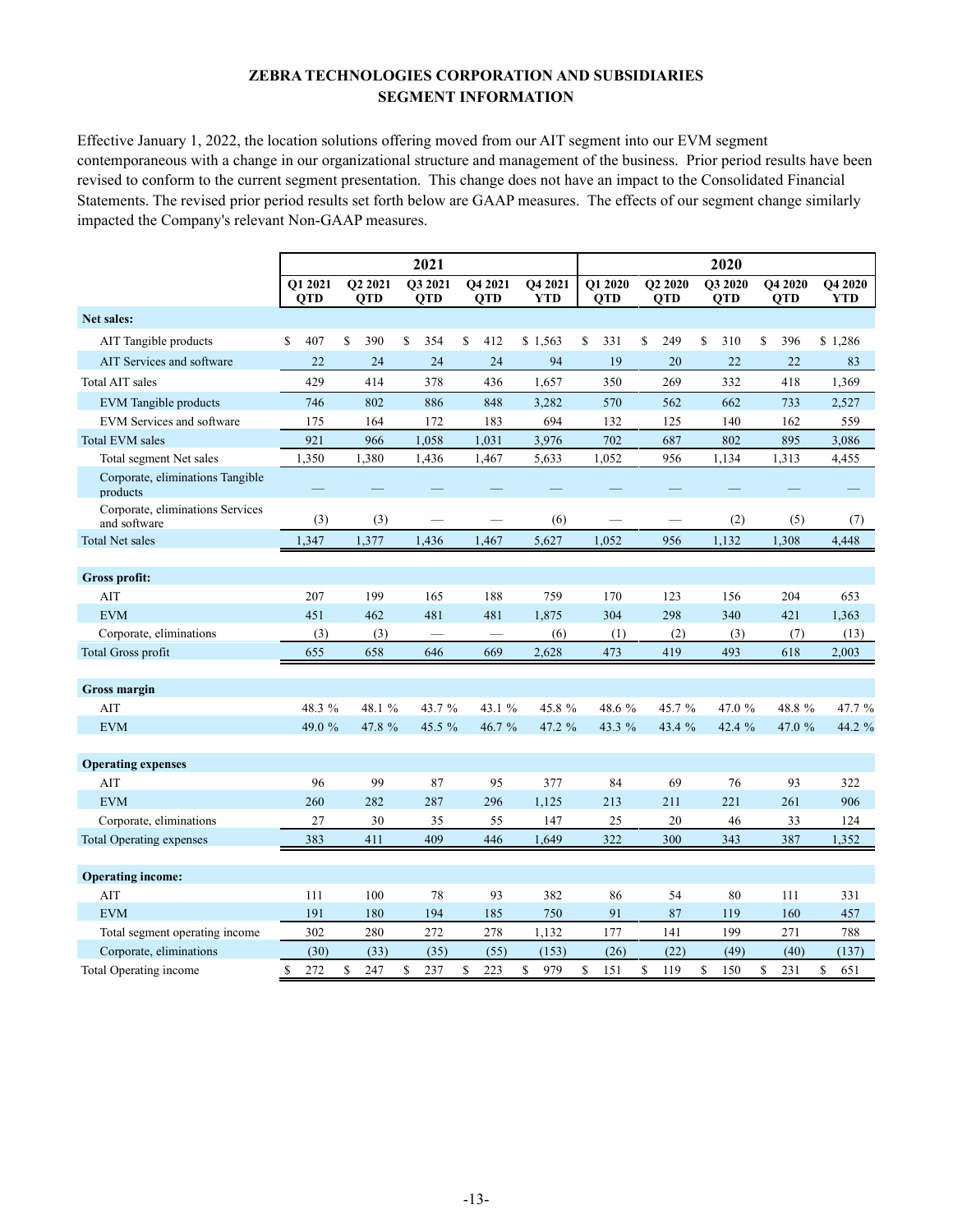## ZEBRA TECHNOLOGIES CORPORATION AND SUBSIDIARIES
## SEGMENT INFORMATION

Effective January 1, 2022, the location solutions offering moved from our AIT segment into our EVM segment contemporaneous with a change in our organizational structure and management of the business. Prior period results have been revised to conform to the current segment presentation. This change does not have an impact to the Consolidated Financial Statements. The revised prior period results set forth below are GAAP measures. The effects of our segment change similarly impacted the Company's relevant Non-GAAP measures.

| | 2021 | | | | | 2020 | | | | |
|---|---|---|---|---|---|---|---|---|---|---|
| | Q1 2021 QTD | Q2 2021 QTD | Q3 2021 QTD | Q4 2021 QTD | Q4 2021 YTD | Q1 2020 QTD | Q2 2020 QTD | Q3 2020 QTD | Q4 2020 QTD | Q4 2020 YTD |
| **Net sales:** | | | | | | | | | | |
| AIT Tangible products | $ 407 | $ 390 | $ 354 | $ 412 | $ 1,563 | $ 331 | $ 249 | $ 310 | $ 396 | $ 1,286 |
| AIT Services and software | 22 | 24 | 24 | 24 | 94 | 19 | 20 | 22 | 22 | 83 |
| Total AIT sales | 429 | 414 | 378 | 436 | 1,657 | 350 | 269 | 332 | 418 | 1,369 |
| EVM Tangible products | 746 | 802 | 886 | 848 | 3,282 | 570 | 562 | 662 | 733 | 2,527 |
| EVM Services and software | 175 | 164 | 172 | 183 | 694 | 132 | 125 | 140 | 162 | 559 |
| Total EVM sales | 921 | 966 | 1,058 | 1,031 | 3,976 | 702 | 687 | 802 | 895 | 3,086 |
| Total segment Net sales | 1,350 | 1,380 | 1,436 | 1,467 | 5,633 | 1,052 | 956 | 1,134 | 1,313 | 4,455 |
| Corporate, eliminations Tangible products | — | — | — | — | — | — | — | — | — | — |
| Corporate, eliminations Services and software | (3) | (3) | — | — | (6) | — | — | (2) | (5) | (7) |
| Total Net sales | 1,347 | 1,377 | 1,436 | 1,467 | 5,627 | 1,052 | 956 | 1,132 | 1,308 | 4,448 |
| | | | | | | | | | | |
| **Gross profit:** | | | | | | | | | | |
| AIT | 207 | 199 | 165 | 188 | 759 | 170 | 123 | 156 | 204 | 653 |
| EVM | 451 | 462 | 481 | 481 | 1,875 | 304 | 298 | 340 | 421 | 1,363 |
| Corporate, eliminations | (3) | (3) | — | — | (6) | (1) | (2) | (3) | (7) | (13) |
| Total Gross profit | 655 | 658 | 646 | 669 | 2,628 | 473 | 419 | 493 | 618 | 2,003 |
| | | | | | | | | | | |
| **Gross margin** | | | | | | | | | | |
| AIT | 48.3 % | 48.1 % | 43.7 % | 43.1 % | 45.8 % | 48.6 % | 45.7 % | 47.0 % | 48.8 % | 47.7 % |
| EVM | 49.0 % | 47.8 % | 45.5 % | 46.7 % | 47.2 % | 43.3 % | 43.4 % | 42.4 % | 47.0 % | 44.2 % |
| | | | | | | | | | | |
| **Operating expenses** | | | | | | | | | | |
| AIT | 96 | 99 | 87 | 95 | 377 | 84 | 69 | 76 | 93 | 322 |
| EVM | 260 | 282 | 287 | 296 | 1,125 | 213 | 211 | 221 | 261 | 906 |
| Corporate, eliminations | 27 | 30 | 35 | 55 | 147 | 25 | 20 | 46 | 33 | 124 |
| Total Operating expenses | 383 | 411 | 409 | 446 | 1,649 | 322 | 300 | 343 | 387 | 1,352 |
| | | | | | | | | | | |
| **Operating income:** | | | | | | | | | | |
| AIT | 111 | 100 | 78 | 93 | 382 | 86 | 54 | 80 | 111 | 331 |
| EVM | 191 | 180 | 194 | 185 | 750 | 91 | 87 | 119 | 160 | 457 |
| Total segment operating income | 302 | 280 | 272 | 278 | 1,132 | 177 | 141 | 199 | 271 | 788 |
| Corporate, eliminations | (30) | (33) | (35) | (55) | (153) | (26) | (22) | (49) | (40) | (137) |
| Total Operating income | $ 272 | $ 247 | $ 237 | $ 223 | $ 979 | $ 151 | $ 119 | $ 150 | $ 231 | $ 651 |